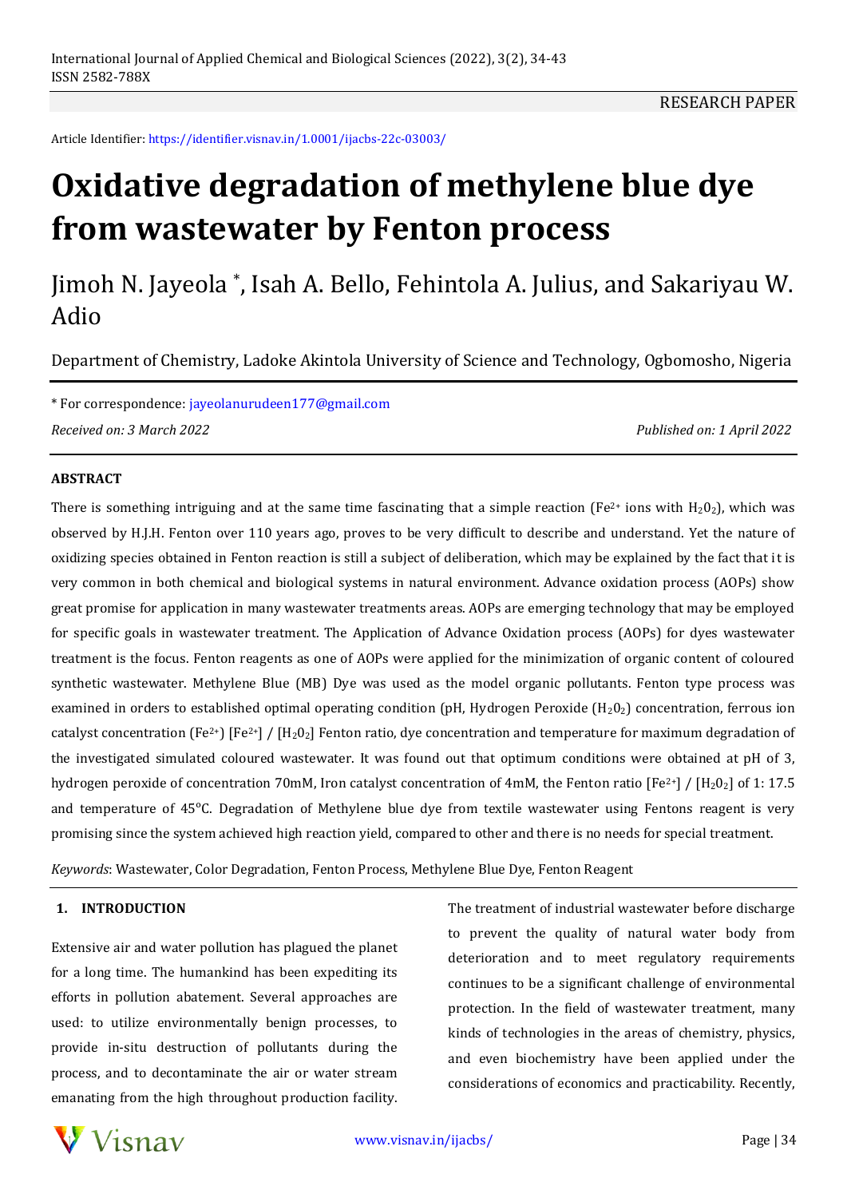RESEARCH PAPER

Article Identifier: https://identifier.visnav.in/1.0001/ijacbs-22c-03003/

# Oxidative degradation of methylene blue dye from wastewater by Fenton process

Jimoh N. Jayeola *, Isah A. Bello, Fehintola A. Julius, and Sakariyau W. Adio

Department of Chemistry, Ladoke Akintola University of Science and Technology, Ogbomosho, Nigeria

\* For correspondence: jayeolanurudeen177@gmail.com

*Received on: 3 March 2022* *Published on: 1 April 2022*

### ABSTRACT

There is something intriguing and at the same time fascinating that a simple reaction ($Fe^{2+}$ ions with $H_20_2$), which was observed by H.J.H. Fenton over 110 years ago, proves to be very difficult to describe and understand. Yet the nature of oxidizing species obtained in Fenton reaction is still a subject of deliberation, which may be explained by the fact that it is very common in both chemical and biological systems in natural environment. Advance oxidation process (AOPs) show great promise for application in many wastewater treatments areas. AOPs are emerging technology that may be employed for specific goals in wastewater treatment. The Application of Advance Oxidation process (AOPs) for dyes wastewater treatment is the focus. Fenton reagents as one of AOPs were applied for the minimization of organic content of coloured synthetic wastewater. Methylene Blue (MB) Dye was used as the model organic pollutants. Fenton type process was examined in orders to established optimal operating condition (pH, Hydrogen Peroxide ($H_20_2$) concentration, ferrous ion catalyst concentration ($Fe^{2+}$) [$Fe^{2+}$] / [$H_20_2$] Fenton ratio, dye concentration and temperature for maximum degradation of the investigated simulated coloured wastewater. It was found out that optimum conditions were obtained at pH of 3, hydrogen peroxide of concentration 70mM, Iron catalyst concentration of 4mM, the Fenton ratio [$Fe^{2+}$] / [$H_20_2$] of 1: 17.5 and temperature of 45°C. Degradation of Methylene blue dye from textile wastewater using Fentons reagent is very promising since the system achieved high reaction yield, compared to other and there is no needs for special treatment.

*Keywords*: Wastewater, Color Degradation, Fenton Process, Methylene Blue Dye, Fenton Reagent

## 1. INTRODUCTION

Extensive air and water pollution has plagued the planet for a long time. The humankind has been expediting its efforts in pollution abatement. Several approaches are used: to utilize environmentally benign processes, to provide in-situ destruction of pollutants during the process, and to decontaminate the air or water stream emanating from the high throughout production facility. The treatment of industrial wastewater before discharge to prevent the quality of natural water body from deterioration and to meet regulatory requirements continues to be a significant challenge of environmental protection. In the field of wastewater treatment, many kinds of technologies in the areas of chemistry, physics, and even biochemistry have been applied under the considerations of economics and practicability. Recently,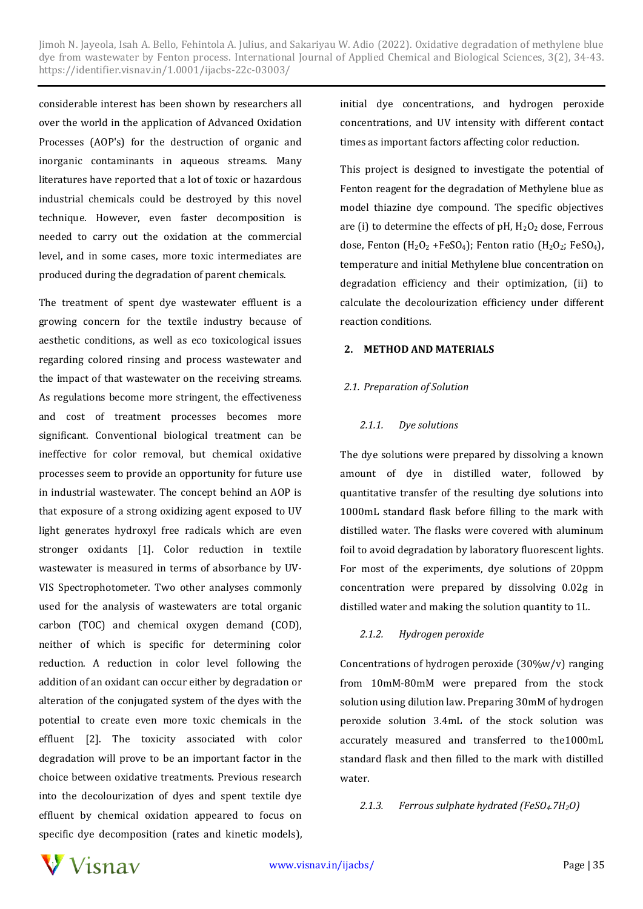considerable interest has been shown by researchers all over the world in the application of Advanced Oxidation Processes (AOP's) for the destruction of organic and inorganic contaminants in aqueous streams. Many literatures have reported that a lot of toxic or hazardous industrial chemicals could be destroyed by this novel technique. However, even faster decomposition is needed to carry out the oxidation at the commercial level, and in some cases, more toxic intermediates are produced during the degradation of parent chemicals.

The treatment of spent dye wastewater effluent is a growing concern for the textile industry because of aesthetic conditions, as well as eco toxicological issues regarding colored rinsing and process wastewater and the impact of that wastewater on the receiving streams. As regulations become more stringent, the effectiveness and cost of treatment processes becomes more significant. Conventional biological treatment can be ineffective for color removal, but chemical oxidative processes seem to provide an opportunity for future use in industrial wastewater. The concept behind an AOP is that exposure of a strong oxidizing agent exposed to UV light generates hydroxyl free radicals which are even stronger oxidants [1]. Color reduction in textile wastewater is measured in terms of absorbance by UV-VIS Spectrophotometer. Two other analyses commonly used for the analysis of wastewaters are total organic carbon (TOC) and chemical oxygen demand (COD), neither of which is specific for determining color reduction. A reduction in color level following the addition of an oxidant can occur either by degradation or alteration of the conjugated system of the dyes with the potential to create even more toxic chemicals in the effluent [2]. The toxicity associated with color degradation will prove to be an important factor in the choice between oxidative treatments. Previous research into the decolourization of dyes and spent textile dye effluent by chemical oxidation appeared to focus on specific dye decomposition (rates and kinetic models), initial dye concentrations, and hydrogen peroxide concentrations, and UV intensity with different contact times as important factors affecting color reduction.

This project is designed to investigate the potential of Fenton reagent for the degradation of Methylene blue as model thiazine dye compound. The specific objectives are (i) to determine the effects of pH, $H_2O_2$ dose, Ferrous dose, Fenton ($H_2O_2$ +$FeSO_4$); Fenton ratio ($H_2O_2$; $FeSO_4$), temperature and initial Methylene blue concentration on degradation efficiency and their optimization, (ii) to calculate the decolourization efficiency under different reaction conditions.

## 2. METHOD AND MATERIALS

### 2.1. Preparation of Solution

#### 2.1.1. Dye solutions

The dye solutions were prepared by dissolving a known amount of dye in distilled water, followed by quantitative transfer of the resulting dye solutions into 1000mL standard flask before filling to the mark with distilled water. The flasks were covered with aluminum foil to avoid degradation by laboratory fluorescent lights. For most of the experiments, dye solutions of 20ppm concentration were prepared by dissolving 0.02g in distilled water and making the solution quantity to 1L.

#### 2.1.2. Hydrogen peroxide

Concentrations of hydrogen peroxide (30%w/v) ranging from 10mM-80mM were prepared from the stock solution using dilution law. Preparing 30mM of hydrogen peroxide solution 3.4mL of the stock solution was accurately measured and transferred to the1000mL standard flask and then filled to the mark with distilled water.

#### 2.1.3. Ferrous sulphate hydrated ($FeSO_4.7H_2O$)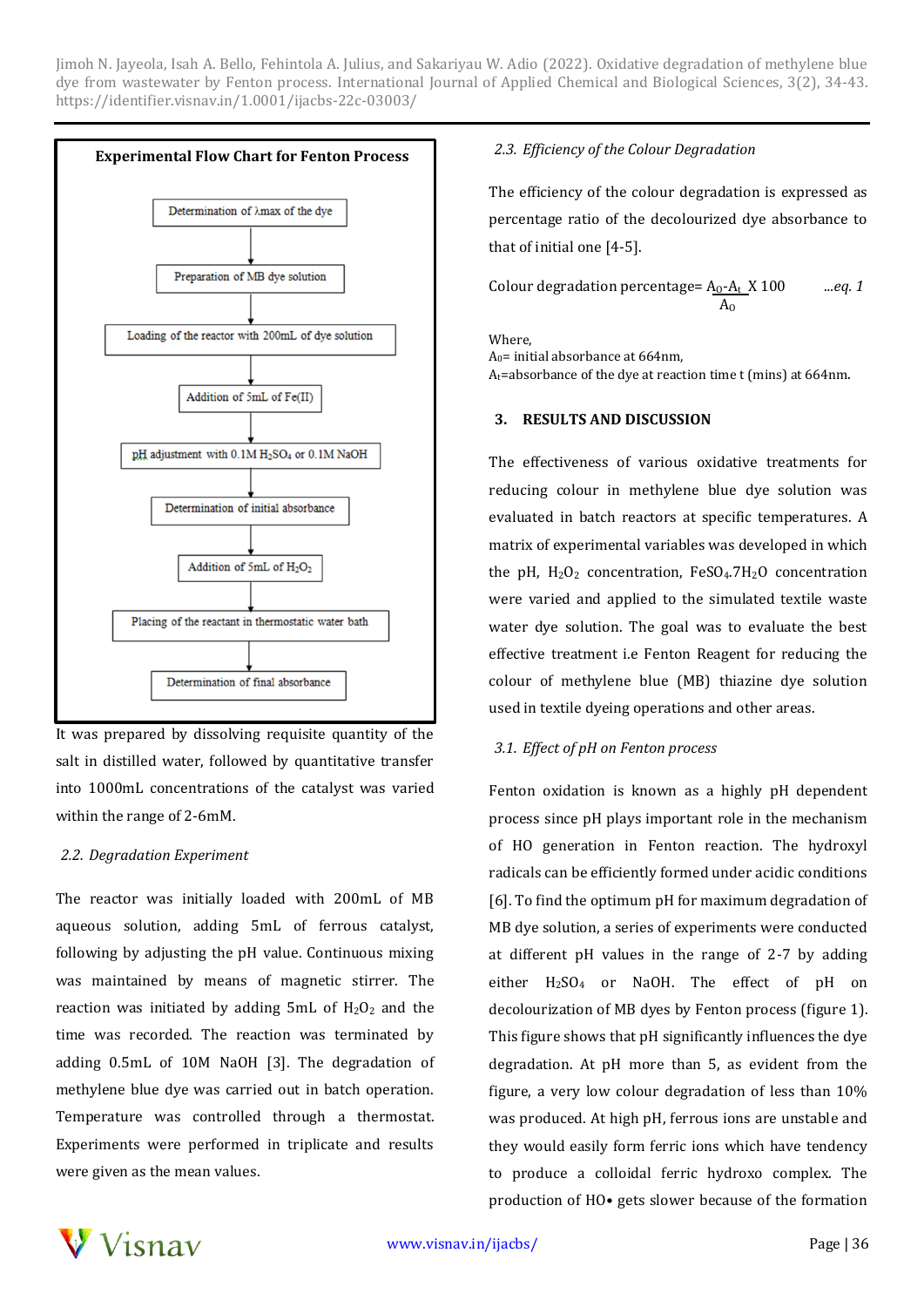**Experimental Flow Chart for Fenton Process**

Determination of λmax of the dye
↓
Preparation of MB dye solution
↓
Loading of the reactor with 200mL of dye solution
↓
Addition of 5mL of Fe(II)
↓
pH adjustment with 0.1M $H_2SO_4$ or 0.1M NaOH
↓
Determination of initial absorbance
↓
Addition of 5mL of $H_2O_2$
↓
Placing of the reactant in thermostatic water bath
↓
Determination of final absorbance

It was prepared by dissolving requisite quantity of the salt in distilled water, followed by quantitative transfer into 1000mL concentrations of the catalyst was varied within the range of 2-6mM.

### 2.2. Degradation Experiment

The reactor was initially loaded with 200mL of MB aqueous solution, adding 5mL of ferrous catalyst, following by adjusting the pH value. Continuous mixing was maintained by means of magnetic stirrer. The reaction was initiated by adding 5mL of $H_2O_2$ and the time was recorded. The reaction was terminated by adding 0.5mL of 10M NaOH [3]. The degradation of methylene blue dye was carried out in batch operation. Temperature was controlled through a thermostat. Experiments were performed in triplicate and results were given as the mean values.

### 2.3. Efficiency of the Colour Degradation

The efficiency of the colour degradation is expressed as percentage ratio of the decolourized dye absorbance to that of initial one [4-5].

$$\text{Colour degradation percentage} = \frac{A_0 - A_t}{A_0} \times 100 \qquad \text{...eq. 1}$$

Where,
$A_0$= initial absorbance at 664nm,
$A_t$=absorbance of the dye at reaction time t (mins) at 664nm.

## 3. RESULTS AND DISCUSSION

The effectiveness of various oxidative treatments for reducing colour in methylene blue dye solution was evaluated in batch reactors at specific temperatures. A matrix of experimental variables was developed in which the pH, $H_2O_2$ concentration, $FeSO_4.7H_2O$ concentration were varied and applied to the simulated textile waste water dye solution. The goal was to evaluate the best effective treatment i.e Fenton Reagent for reducing the colour of methylene blue (MB) thiazine dye solution used in textile dyeing operations and other areas.

### 3.1. Effect of pH on Fenton process

Fenton oxidation is known as a highly pH dependent process since pH plays important role in the mechanism of HO generation in Fenton reaction. The hydroxyl radicals can be efficiently formed under acidic conditions [6]. To find the optimum pH for maximum degradation of MB dye solution, a series of experiments were conducted at different pH values in the range of 2-7 by adding either $H_2SO_4$ or NaOH. The effect of pH on decolourization of MB dyes by Fenton process (figure 1). This figure shows that pH significantly influences the dye degradation. At pH more than 5, as evident from the figure, a very low colour degradation of less than 10% was produced. At high pH, ferrous ions are unstable and they would easily form ferric ions which have tendency to produce a colloidal ferric hydroxo complex. The production of HO• gets slower because of the formation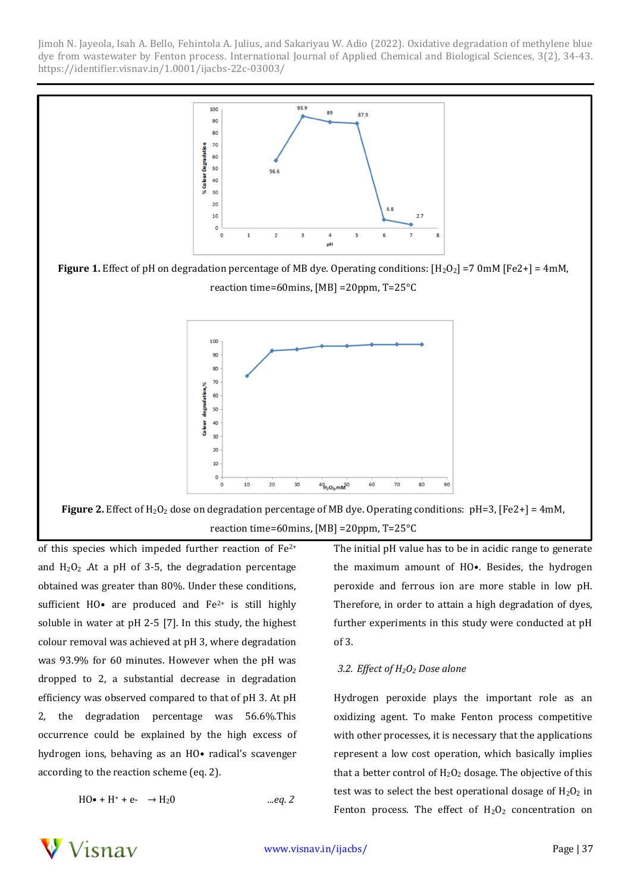**Figure 1.** Effect of pH on degradation percentage of MB dye. Operating conditions: $[H_2O_2]$ =7 0mM [Fe2+] = 4mM, reaction time=60mins, [MB] =20ppm, T=25°C

**Figure 2.** Effect of $H_2O_2$ dose on degradation percentage of MB dye. Operating conditions: pH=3, [Fe2+] = 4mM, reaction time=60mins, [MB] =20ppm, T=25°C

of this species which impeded further reaction of $Fe^{2+}$ and $H_2O_2$ .At a pH of 3-5, the degradation percentage obtained was greater than 80%. Under these conditions, sufficient HO• are produced and $Fe^{2+}$ is still highly soluble in water at pH 2-5 [7]. In this study, the highest colour removal was achieved at pH 3, where degradation was 93.9% for 60 minutes. However when the pH was dropped to 2, a substantial decrease in degradation efficiency was observed compared to that of pH 3. At pH 2, the degradation percentage was 56.6%.This occurrence could be explained by the high excess of hydrogen ions, behaving as an HO• radical's scavenger according to the reaction scheme (eq. 2).

$$HO\bullet + H^+ + e^- \rightarrow H_2O \qquad \text{...eq. 2}$$

The initial pH value has to be in acidic range to generate the maximum amount of HO•. Besides, the hydrogen peroxide and ferrous ion are more stable in low pH. Therefore, in order to attain a high degradation of dyes, further experiments in this study were conducted at pH of 3.

### *3.2. Effect of $H_2O_2$ Dose alone*

Hydrogen peroxide plays the important role as an oxidizing agent. To make Fenton process competitive with other processes, it is necessary that the applications represent a low cost operation, which basically implies that a better control of $H_2O_2$ dosage. The objective of this test was to select the best operational dosage of $H_2O_2$ in Fenton process. The effect of $H_2O_2$ concentration on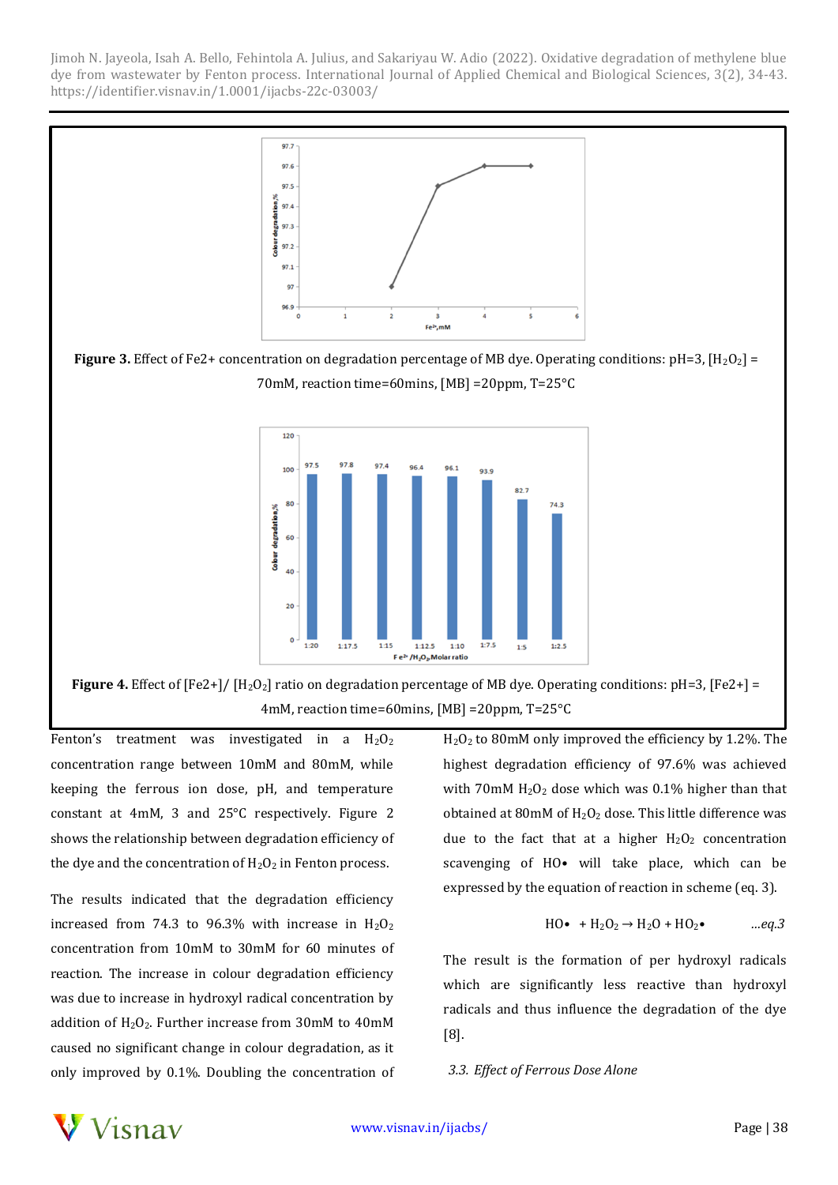**Figure 3.** Effect of Fe2+ concentration on degradation percentage of MB dye. Operating conditions: pH=3, $[H_2O_2]$ = 70mM, reaction time=60mins, [MB] =20ppm, T=25°C

**Figure 4.** Effect of [Fe2+]/ $[H_2O_2]$ ratio on degradation percentage of MB dye. Operating conditions: pH=3, [Fe2+] = 4mM, reaction time=60mins, [MB] =20ppm, T=25°C

Fenton's treatment was investigated in a $H_2O_2$ concentration range between 10mM and 80mM, while keeping the ferrous ion dose, pH, and temperature constant at 4mM, 3 and 25°C respectively. Figure 2 shows the relationship between degradation efficiency of the dye and the concentration of $H_2O_2$ in Fenton process.

The results indicated that the degradation efficiency increased from 74.3 to 96.3% with increase in $H_2O_2$ concentration from 10mM to 30mM for 60 minutes of reaction. The increase in colour degradation efficiency was due to increase in hydroxyl radical concentration by addition of $H_2O_2$. Further increase from 30mM to 40mM caused no significant change in colour degradation, as it only improved by 0.1%. Doubling the concentration of $H_2O_2$ to 80mM only improved the efficiency by 1.2%. The highest degradation efficiency of 97.6% was achieved with 70mM $H_2O_2$ dose which was 0.1% higher than that obtained at 80mM of $H_2O_2$ dose. This little difference was due to the fact that at a higher $H_2O_2$ concentration scavenging of HO• will take place, which can be expressed by the equation of reaction in scheme (eq. 3).

$$HO\bullet + H_2O_2 \rightarrow H_2O + HO_2\bullet \qquad ...eq.3$$

The result is the formation of per hydroxyl radicals which are significantly less reactive than hydroxyl radicals and thus influence the degradation of the dye [8].

### *3.3. Effect of Ferrous Dose Alone*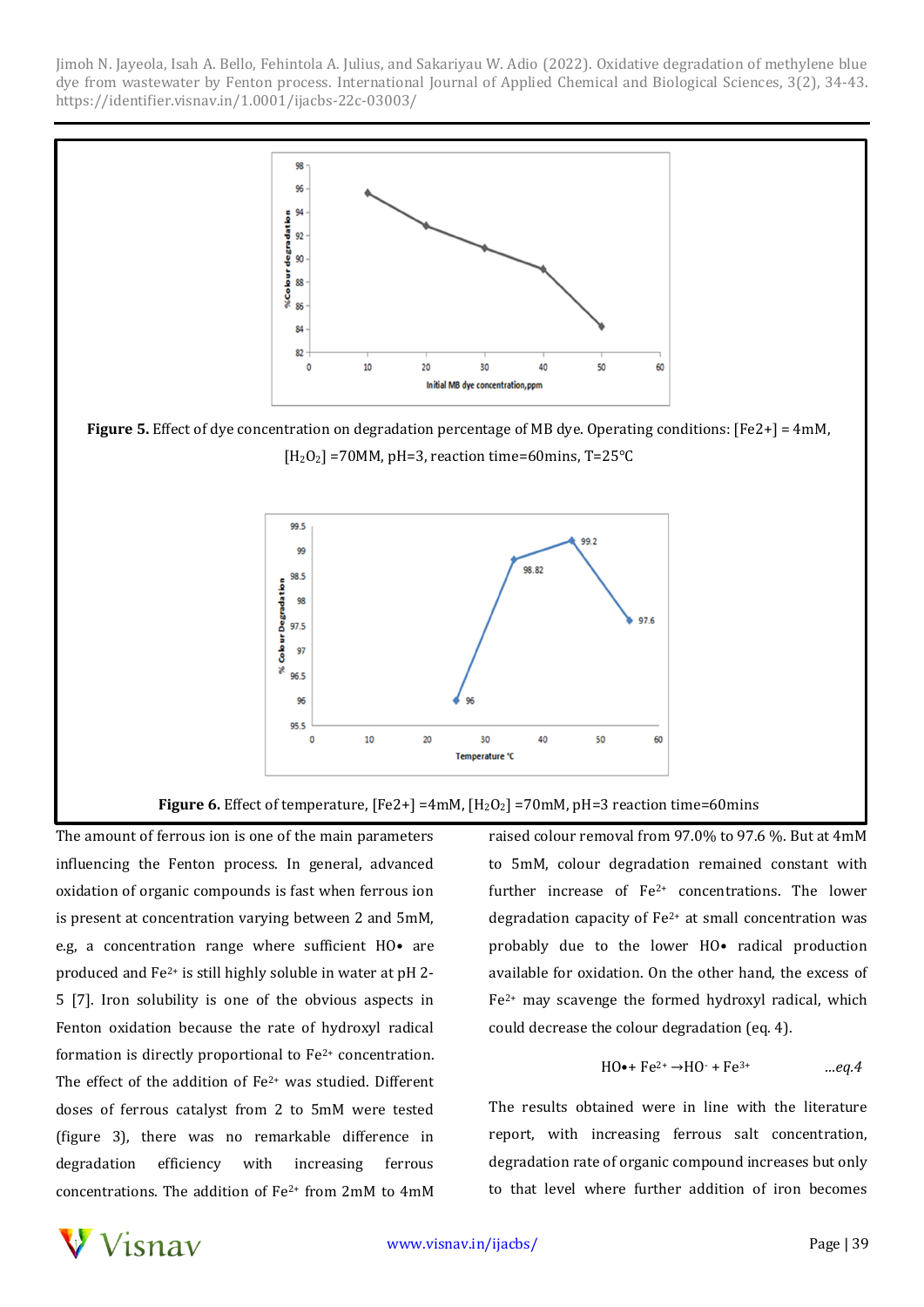**Figure 5.** Effect of dye concentration on degradation percentage of MB dye. Operating conditions: [Fe2+] = 4mM, $[H_2O_2]$ =70MM, pH=3, reaction time=60mins, T=25℃

**Figure 6.** Effect of temperature, [Fe2+] =4mM, $[H_2O_2]$ =70mM, pH=3 reaction time=60mins

The amount of ferrous ion is one of the main parameters influencing the Fenton process. In general, advanced oxidation of organic compounds is fast when ferrous ion is present at concentration varying between 2 and 5mM, e.g, a concentration range where sufficient HO• are produced and $Fe^{2+}$ is still highly soluble in water at pH 2-5 [7]. Iron solubility is one of the obvious aspects in Fenton oxidation because the rate of hydroxyl radical formation is directly proportional to $Fe^{2+}$ concentration. The effect of the addition of $Fe^{2+}$ was studied. Different doses of ferrous catalyst from 2 to 5mM were tested (figure 3), there was no remarkable difference in degradation efficiency with increasing ferrous concentrations. The addition of $Fe^{2+}$ from 2mM to 4mM raised colour removal from 97.0% to 97.6 %. But at 4mM to 5mM, colour degradation remained constant with further increase of $Fe^{2+}$ concentrations. The lower degradation capacity of $Fe^{2+}$ at small concentration was probably due to the lower HO• radical production available for oxidation. On the other hand, the excess of $Fe^{2+}$ may scavenge the formed hydroxyl radical, which could decrease the colour degradation (eq. 4).

$$HO\bullet + Fe^{2+} \rightarrow HO^{-} + Fe^{3+} \quad \text{...eq.4}$$

The results obtained were in line with the literature report, with increasing ferrous salt concentration, degradation rate of organic compound increases but only to that level where further addition of iron becomes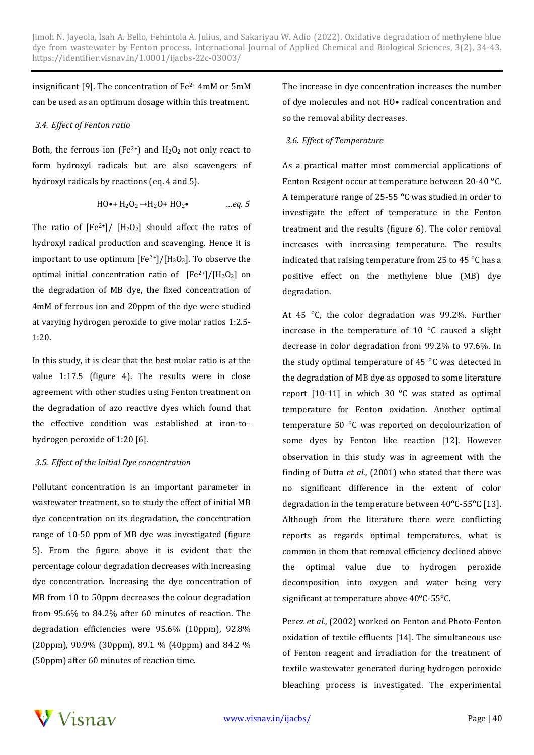insignificant [9]. The concentration of $Fe^{2+}$ 4mM or 5mM can be used as an optimum dosage within this treatment.

### 3.4. Effect of Fenton ratio

Both, the ferrous ion ($Fe^{2+}$) and $H_2O_2$ not only react to form hydroxyl radicals but are also scavengers of hydroxyl radicals by reactions (eq. 4 and 5).

$$HO\bullet + H_2O_2 \rightarrow H_2O + HO_2\bullet \qquad ...eq.\ 5$$

The ratio of $[Fe^{2+}]/[H_2O_2]$ should affect the rates of hydroxyl radical production and scavenging. Hence it is important to use optimum $[Fe^{2+}]/[H_2O_2]$. To observe the optimal initial concentration ratio of $[Fe^{2+}]/[H_2O_2]$ on the degradation of MB dye, the fixed concentration of 4mM of ferrous ion and 20ppm of the dye were studied at varying hydrogen peroxide to give molar ratios 1:2.5-1:20.

In this study, it is clear that the best molar ratio is at the value 1:17.5 (figure 4). The results were in close agreement with other studies using Fenton treatment on the degradation of azo reactive dyes which found that the effective condition was established at iron-to–hydrogen peroxide of 1:20 [6].

### 3.5. Effect of the Initial Dye concentration

Pollutant concentration is an important parameter in wastewater treatment, so to study the effect of initial MB dye concentration on its degradation, the concentration range of 10-50 ppm of MB dye was investigated (figure 5). From the figure above it is evident that the percentage colour degradation decreases with increasing dye concentration. Increasing the dye concentration of MB from 10 to 50ppm decreases the colour degradation from 95.6% to 84.2% after 60 minutes of reaction. The degradation efficiencies were 95.6% (10ppm), 92.8% (20ppm), 90.9% (30ppm), 89.1 % (40ppm) and 84.2 % (50ppm) after 60 minutes of reaction time.

The increase in dye concentration increases the number of dye molecules and not HO• radical concentration and so the removal ability decreases.

### 3.6. Effect of Temperature

As a practical matter most commercial applications of Fenton Reagent occur at temperature between 20-40 °C. A temperature range of 25-55 °C was studied in order to investigate the effect of temperature in the Fenton treatment and the results (figure 6). The color removal increases with increasing temperature. The results indicated that raising temperature from 25 to 45 °C has a positive effect on the methylene blue (MB) dye degradation.

At 45 °C, the color degradation was 99.2%. Further increase in the temperature of 10 °C caused a slight decrease in color degradation from 99.2% to 97.6%. In the study optimal temperature of 45 °C was detected in the degradation of MB dye as opposed to some literature report [10-11] in which 30 °C was stated as optimal temperature for Fenton oxidation. Another optimal temperature 50 °C was reported on decolourization of some dyes by Fenton like reaction [12]. However observation in this study was in agreement with the finding of Dutta *et al*., (2001) who stated that there was no significant difference in the extent of color degradation in the temperature between 40°C-55°C [13]. Although from the literature there were conflicting reports as regards optimal temperatures, what is common in them that removal efficiency declined above the optimal value due to hydrogen peroxide decomposition into oxygen and water being very significant at temperature above 40°C-55°C.

Perez *et al*., (2002) worked on Fenton and Photo-Fenton oxidation of textile effluents [14]. The simultaneous use of Fenton reagent and irradiation for the treatment of textile wastewater generated during hydrogen peroxide bleaching process is investigated. The experimental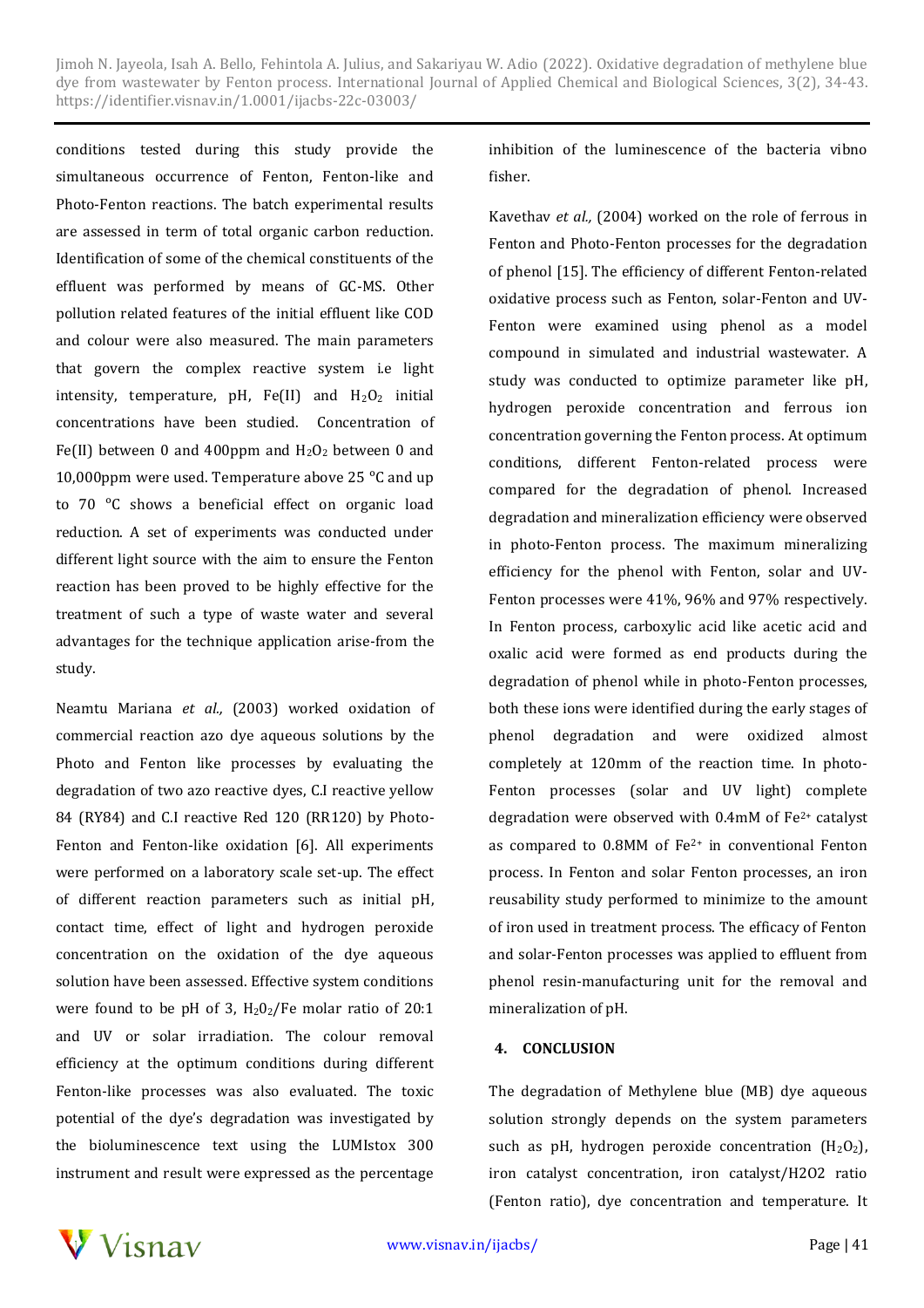conditions tested during this study provide the simultaneous occurrence of Fenton, Fenton-like and Photo-Fenton reactions. The batch experimental results are assessed in term of total organic carbon reduction. Identification of some of the chemical constituents of the effluent was performed by means of GC-MS. Other pollution related features of the initial effluent like COD and colour were also measured. The main parameters that govern the complex reactive system i.e light intensity, temperature, pH, Fe(II) and $H_2O_2$ initial concentrations have been studied. Concentration of Fe(II) between 0 and 400ppm and $H_2O_2$ between 0 and 10,000ppm were used. Temperature above 25 °C and up to 70 °C shows a beneficial effect on organic load reduction. A set of experiments was conducted under different light source with the aim to ensure the Fenton reaction has been proved to be highly effective for the treatment of such a type of waste water and several advantages for the technique application arise-from the study.

Neamtu Mariana *et al.,* (2003) worked oxidation of commercial reaction azo dye aqueous solutions by the Photo and Fenton like processes by evaluating the degradation of two azo reactive dyes, C.I reactive yellow 84 (RY84) and C.I reactive Red 120 (RR120) by Photo-Fenton and Fenton-like oxidation [6]. All experiments were performed on a laboratory scale set-up. The effect of different reaction parameters such as initial pH, contact time, effect of light and hydrogen peroxide concentration on the oxidation of the dye aqueous solution have been assessed. Effective system conditions were found to be pH of 3, $H_20_2$/Fe molar ratio of 20:1 and UV or solar irradiation. The colour removal efficiency at the optimum conditions during different Fenton-like processes was also evaluated. The toxic potential of the dye's degradation was investigated by the bioluminescence text using the LUMIstox 300 instrument and result were expressed as the percentage inhibition of the luminescence of the bacteria vibno fisher.

Kavethav *et al.,* (2004) worked on the role of ferrous in Fenton and Photo-Fenton processes for the degradation of phenol [15]. The efficiency of different Fenton-related oxidative process such as Fenton, solar-Fenton and UV-Fenton were examined using phenol as a model compound in simulated and industrial wastewater. A study was conducted to optimize parameter like pH, hydrogen peroxide concentration and ferrous ion concentration governing the Fenton process. At optimum conditions, different Fenton-related process were compared for the degradation of phenol. Increased degradation and mineralization efficiency were observed in photo-Fenton process. The maximum mineralizing efficiency for the phenol with Fenton, solar and UV-Fenton processes were 41%, 96% and 97% respectively. In Fenton process, carboxylic acid like acetic acid and oxalic acid were formed as end products during the degradation of phenol while in photo-Fenton processes, both these ions were identified during the early stages of phenol degradation and were oxidized almost completely at 120mm of the reaction time. In photo-Fenton processes (solar and UV light) complete degradation were observed with 0.4mM of $Fe^{2+}$ catalyst as compared to 0.8MM of $Fe^{2+}$ in conventional Fenton process. In Fenton and solar Fenton processes, an iron reusability study performed to minimize to the amount of iron used in treatment process. The efficacy of Fenton and solar-Fenton processes was applied to effluent from phenol resin-manufacturing unit for the removal and mineralization of pH.

## 4. CONCLUSION

The degradation of Methylene blue (MB) dye aqueous solution strongly depends on the system parameters such as pH, hydrogen peroxide concentration ($H_2O_2$), iron catalyst concentration, iron catalyst/H2O2 ratio (Fenton ratio), dye concentration and temperature. It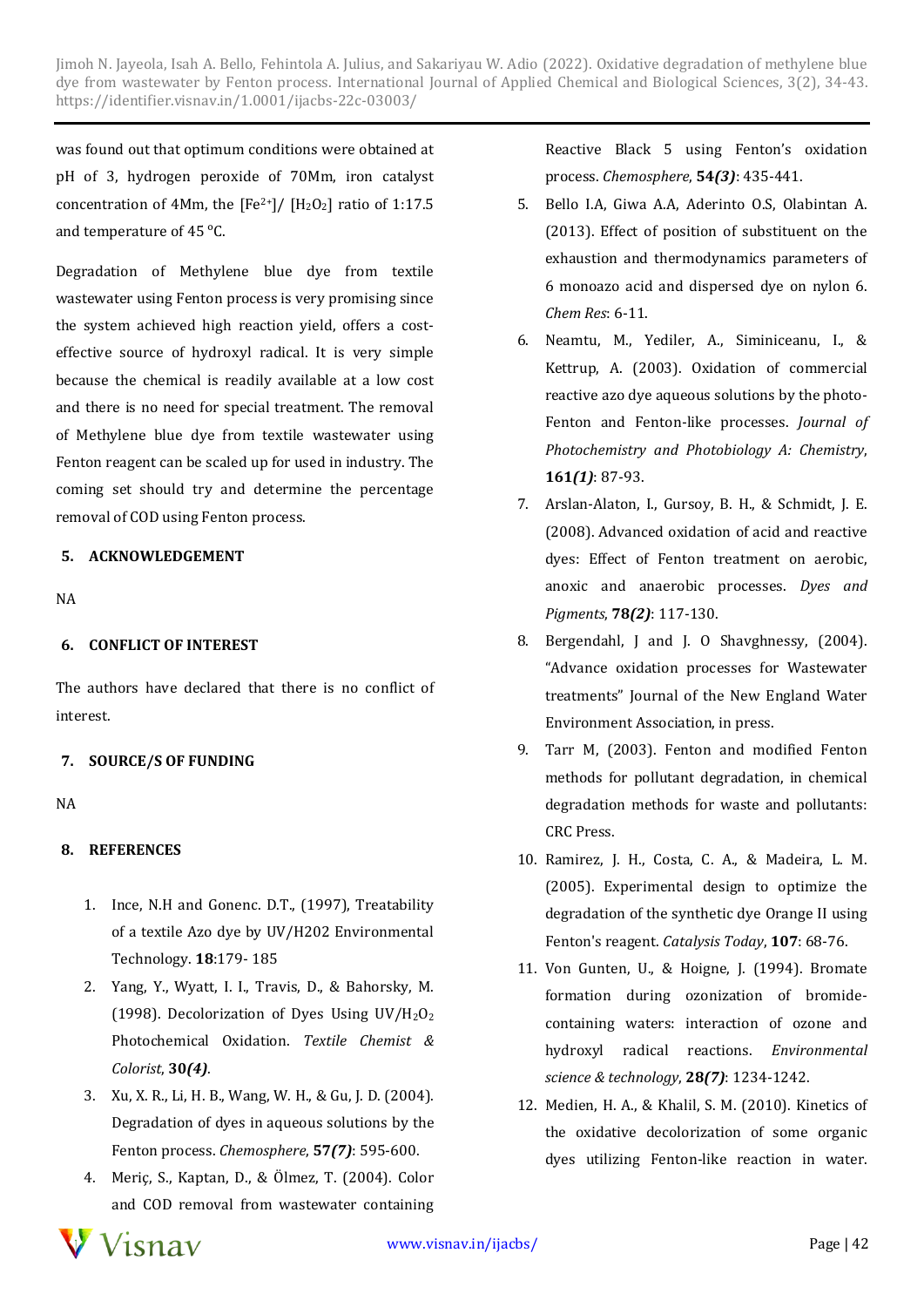was found out that optimum conditions were obtained at pH of 3, hydrogen peroxide of 70Mm, iron catalyst concentration of 4Mm, the $[Fe^{2+}]$/ $[H_2O_2]$ ratio of 1:17.5 and temperature of 45 °C.

Degradation of Methylene blue dye from textile wastewater using Fenton process is very promising since the system achieved high reaction yield, offers a cost-effective source of hydroxyl radical. It is very simple because the chemical is readily available at a low cost and there is no need for special treatment. The removal of Methylene blue dye from textile wastewater using Fenton reagent can be scaled up for used in industry. The coming set should try and determine the percentage removal of COD using Fenton process.

## 5. ACKNOWLEDGEMENT

NA

## 6. CONFLICT OF INTEREST

The authors have declared that there is no conflict of interest.

## 7. SOURCE/S OF FUNDING

NA

## 8. REFERENCES

1. Ince, N.H and Gonenc. D.T., (1997), Treatability of a textile Azo dye by UV/H202 Environmental Technology. **18**:179- 185
2. Yang, Y., Wyatt, I. I., Travis, D., & Bahorsky, M. (1998). Decolorization of Dyes Using UV/$H_2O_2$ Photochemical Oxidation. *Textile Chemist & Colorist*, **30*(4)***.
3. Xu, X. R., Li, H. B., Wang, W. H., & Gu, J. D. (2004). Degradation of dyes in aqueous solutions by the Fenton process. *Chemosphere*, **57*(7)***: 595-600.
4. Meriç, S., Kaptan, D., & Ölmez, T. (2004). Color and COD removal from wastewater containing Reactive Black 5 using Fenton's oxidation process. *Chemosphere*, **54*(3)***: 435-441.
5. Bello I.A, Giwa A.A, Aderinto O.S, Olabintan A. (2013). Effect of position of substituent on the exhaustion and thermodynamics parameters of 6 monoazo acid and dispersed dye on nylon 6. *Chem Res*: 6-11.
6. Neamtu, M., Yediler, A., Siminiceanu, I., & Kettrup, A. (2003). Oxidation of commercial reactive azo dye aqueous solutions by the photo-Fenton and Fenton-like processes. *Journal of Photochemistry and Photobiology A: Chemistry*, **161*(1)***: 87-93.
7. Arslan-Alaton, I., Gursoy, B. H., & Schmidt, J. E. (2008). Advanced oxidation of acid and reactive dyes: Effect of Fenton treatment on aerobic, anoxic and anaerobic processes. *Dyes and Pigments*, **78*(2)***: 117-130.
8. Bergendahl, J and J. O Shavghnessy, (2004). "Advance oxidation processes for Wastewater treatments" Journal of the New England Water Environment Association, in press.
9. Tarr M, (2003). Fenton and modified Fenton methods for pollutant degradation, in chemical degradation methods for waste and pollutants: CRC Press.
10. Ramirez, J. H., Costa, C. A., & Madeira, L. M. (2005). Experimental design to optimize the degradation of the synthetic dye Orange II using Fenton's reagent. *Catalysis Today*, **107**: 68-76.
11. Von Gunten, U., & Hoigne, J. (1994). Bromate formation during ozonization of bromide-containing waters: interaction of ozone and hydroxyl radical reactions. *Environmental science & technology*, **28*(7)***: 1234-1242.
12. Medien, H. A., & Khalil, S. M. (2010). Kinetics of the oxidative decolorization of some organic dyes utilizing Fenton-like reaction in water.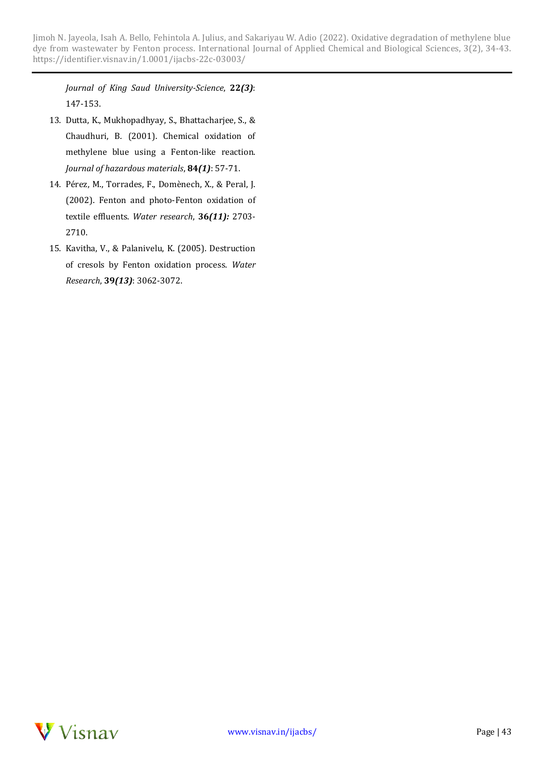*Journal of King Saud University-Science*, **22*(3)***: 147-153.

13. Dutta, K., Mukhopadhyay, S., Bhattacharjee, S., & Chaudhuri, B. (2001). Chemical oxidation of methylene blue using a Fenton-like reaction. *Journal of hazardous materials*, **84*(1)***: 57-71.
14. Pérez, M., Torrades, F., Domènech, X., & Peral, J. (2002). Fenton and photo-Fenton oxidation of textile effluents. *Water research*, **36*(11):*** 2703-2710.
15. Kavitha, V., & Palanivelu, K. (2005). Destruction of cresols by Fenton oxidation process. *Water Research*, **39*(13)***: 3062-3072.